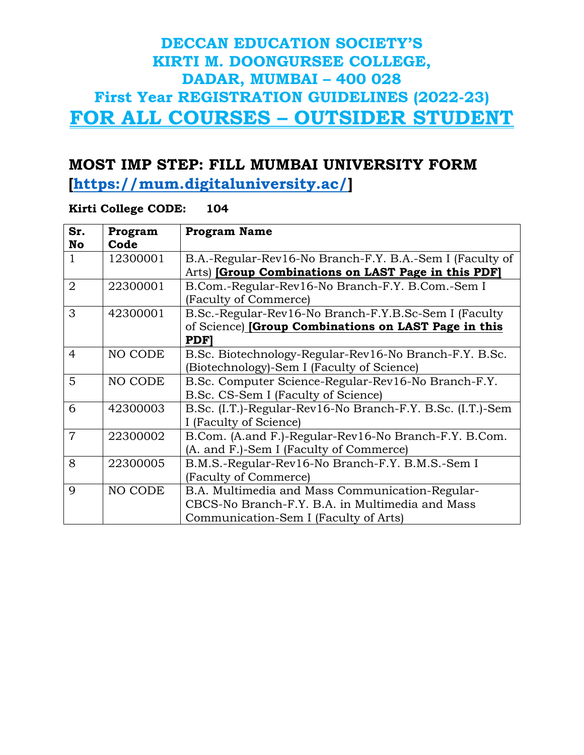# DECCAN EDUCATION SOCIETY'S
# KIRTI M. DOONGURSEE COLLEGE,
# DADAR, MUMBAI – 400 028
## First Year REGISTRATION GUIDELINES (2022-23)
## FOR ALL COURSES – OUTSIDER STUDENT

## MOST IMP STEP: FILL MUMBAI UNIVERSITY FORM [https://mum.digitaluniversity.ac/]

**Kirti College CODE: 104**

| Sr. No | Program Code | Program Name |
|---|---|---|
| 1 | 12300001 | B.A.-Regular-Rev16-No Branch-F.Y. B.A.-Sem I (Faculty of Arts) **[Group Combinations on LAST Page in this PDF]** |
| 2 | 22300001 | B.Com.-Regular-Rev16-No Branch-F.Y. B.Com.-Sem I (Faculty of Commerce) |
| 3 | 42300001 | B.Sc.-Regular-Rev16-No Branch-F.Y.B.Sc-Sem I (Faculty of Science) **[Group Combinations on LAST Page in this PDF]** |
| 4 | NO CODE | B.Sc. Biotechnology-Regular-Rev16-No Branch-F.Y. B.Sc. (Biotechnology)-Sem I (Faculty of Science) |
| 5 | NO CODE | B.Sc. Computer Science-Regular-Rev16-No Branch-F.Y. B.Sc. CS-Sem I (Faculty of Science) |
| 6 | 42300003 | B.Sc. (I.T.)-Regular-Rev16-No Branch-F.Y. B.Sc. (I.T.)-Sem I (Faculty of Science) |
| 7 | 22300002 | B.Com. (A.and F.)-Regular-Rev16-No Branch-F.Y. B.Com. (A. and F.)-Sem I (Faculty of Commerce) |
| 8 | 22300005 | B.M.S.-Regular-Rev16-No Branch-F.Y. B.M.S.-Sem I (Faculty of Commerce) |
| 9 | NO CODE | B.A. Multimedia and Mass Communication-Regular-CBCS-No Branch-F.Y. B.A. in Multimedia and Mass Communication-Sem I (Faculty of Arts) |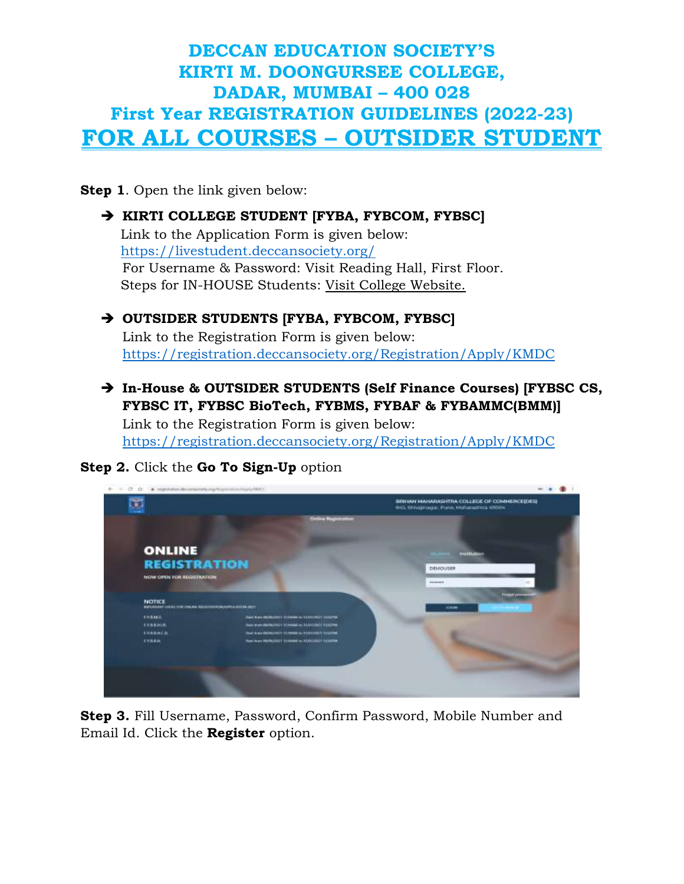# DECCAN EDUCATION SOCIETY'S
# KIRTI M. DOONGURSEE COLLEGE,
# DADAR, MUMBAI – 400 028
## First Year REGISTRATION GUIDELINES (2022-23)
## FOR ALL COURSES – OUTSIDER STUDENT

**Step 1**. Open the link given below:

➔ **KIRTI COLLEGE STUDENT [FYBA, FYBCOM, FYBSC]**
Link to the Application Form is given below:
https://livestudent.deccansociety.org/
For Username & Password: Visit Reading Hall, First Floor.
Steps for IN-HOUSE Students: Visit College Website.

➔ **OUTSIDER STUDENTS [FYBA, FYBCOM, FYBSC]**
Link to the Registration Form is given below:
https://registration.deccansociety.org/Registration/Apply/KMDC

➔ **In-House & OUTSIDER STUDENTS (Self Finance Courses) [FYBSC CS, FYBSC IT, FYBSC BioTech, FYBMS, FYBAF & FYBAMMC(BMM)]**
Link to the Registration Form is given below:
https://registration.deccansociety.org/Registration/Apply/KMDC

**Step 2.** Click the **Go To Sign-Up** option

**Step 3.** Fill Username, Password, Confirm Password, Mobile Number and Email Id. Click the **Register** option.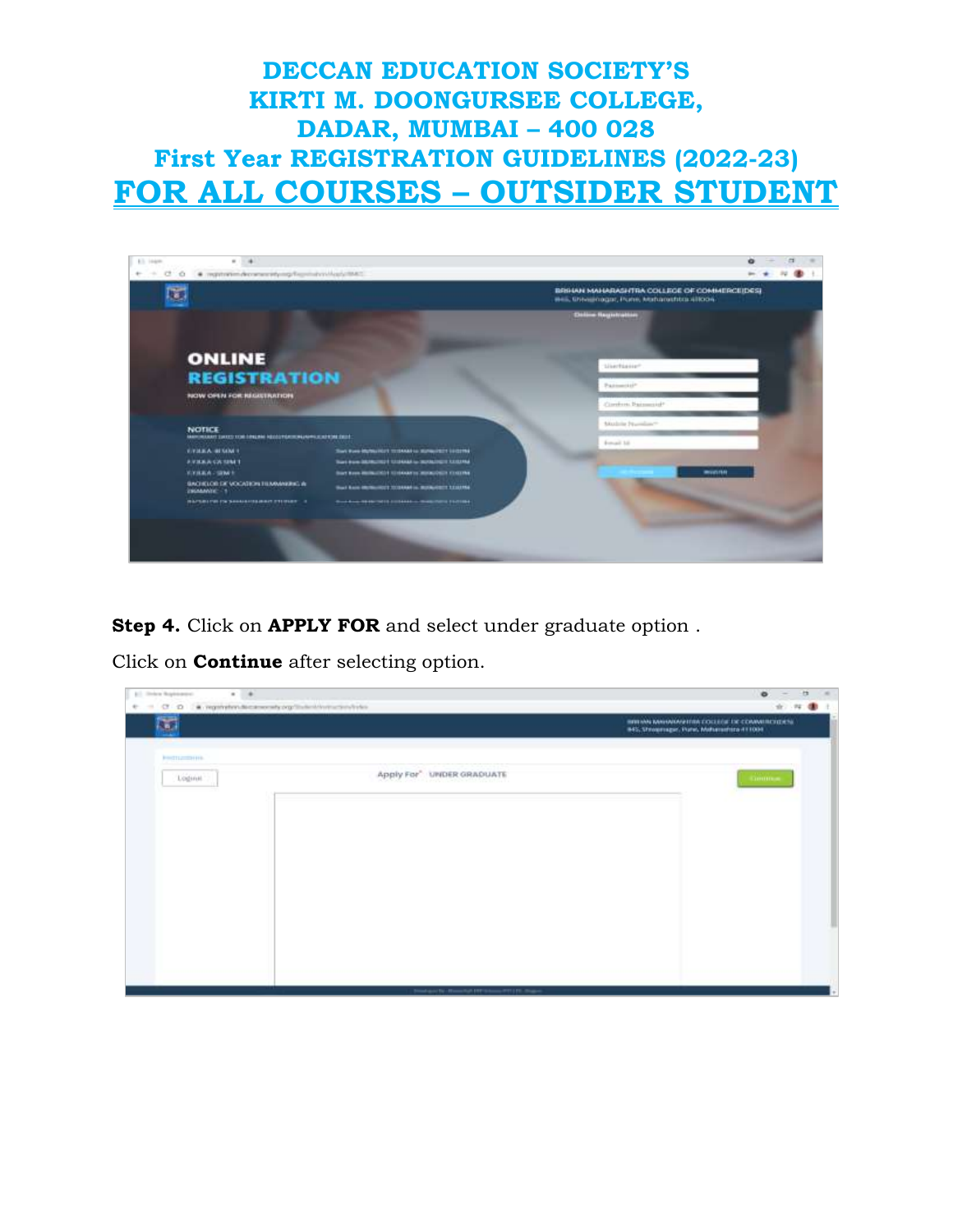# DECCAN EDUCATION SOCIETY'S
# KIRTI M. DOONGURSEE COLLEGE,
# DADAR, MUMBAI – 400 028
## First Year REGISTRATION GUIDELINES (2022-23)
## FOR ALL COURSES – OUTSIDER STUDENT

**Step 4.** Click on **APPLY FOR** and select under graduate option .

Click on **Continue** after selecting option.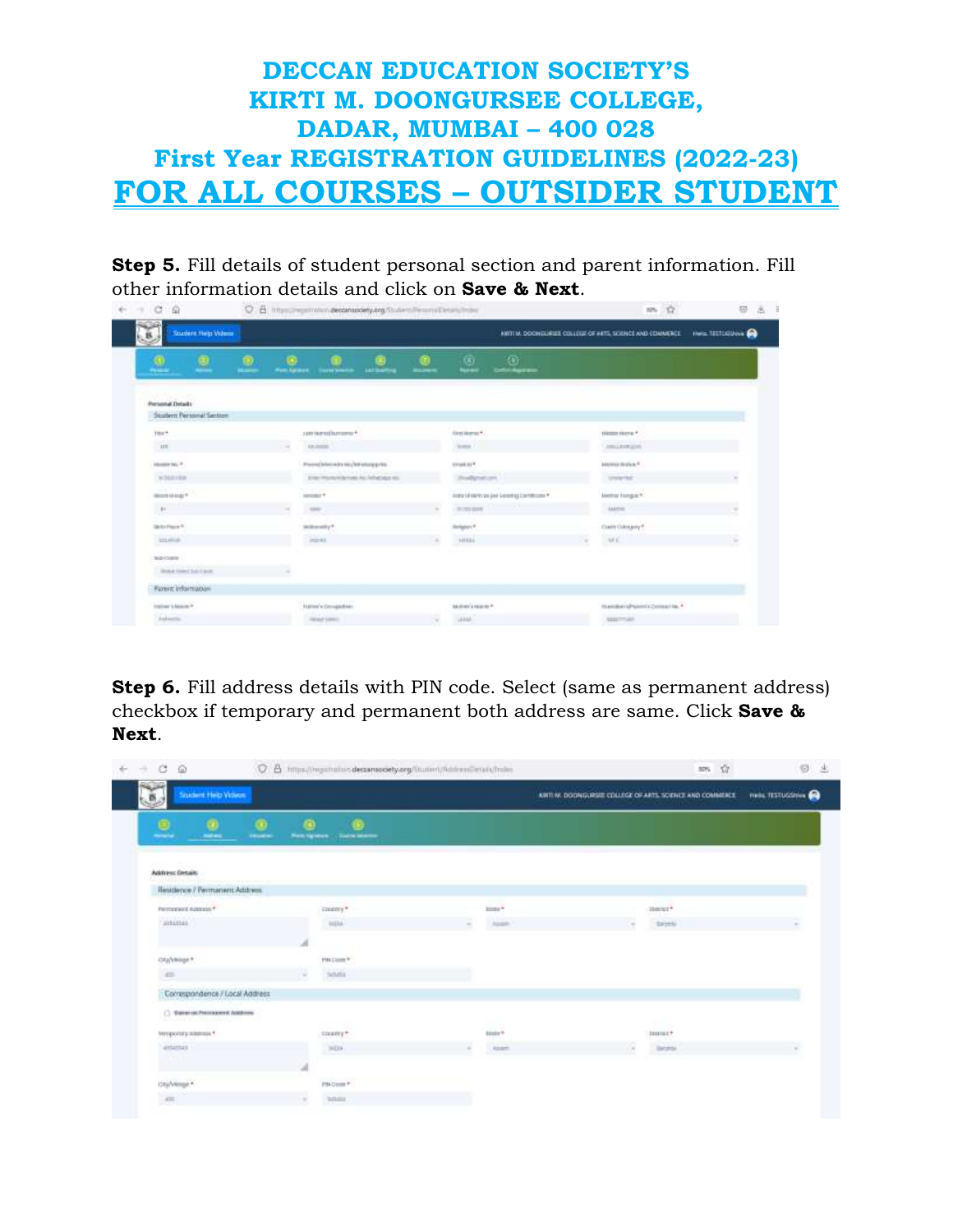# DECCAN EDUCATION SOCIETY'S
# KIRTI M. DOONGURSEE COLLEGE,
# DADAR, MUMBAI – 400 028
## First Year REGISTRATION GUIDELINES (2022-23)
## FOR ALL COURSES – OUTSIDER STUDENT

**Step 5.** Fill details of student personal section and parent information. Fill other information details and click on **Save & Next**.

**Step 6.** Fill address details with PIN code. Select (same as permanent address) checkbox if temporary and permanent both address are same. Click **Save & Next**.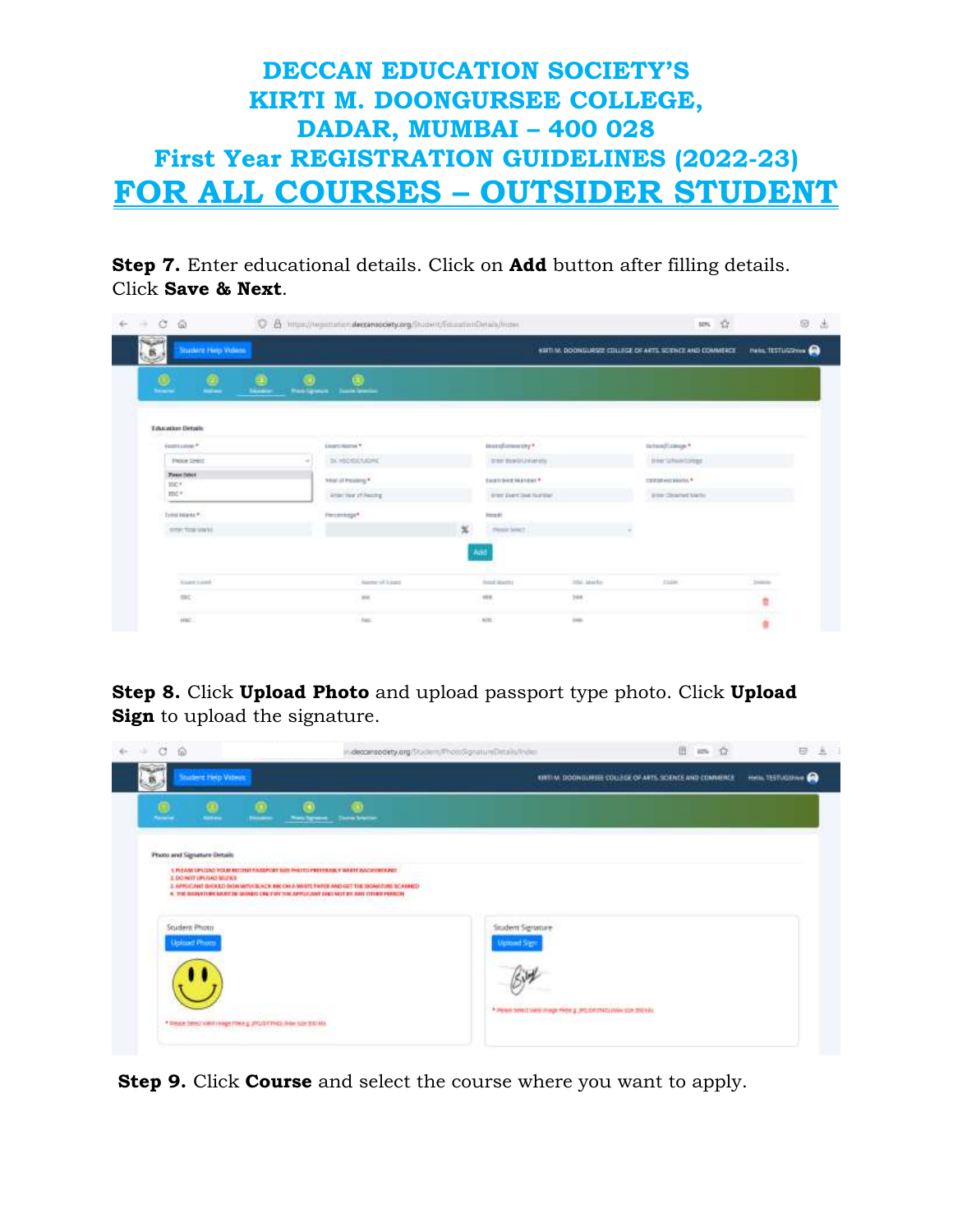# DECCAN EDUCATION SOCIETY'S
# KIRTI M. DOONGURSEE COLLEGE,
# DADAR, MUMBAI – 400 028
## First Year REGISTRATION GUIDELINES (2022-23)
## FOR ALL COURSES – OUTSIDER STUDENT

**Step 7.** Enter educational details. Click on **Add** button after filling details. Click **Save & Next**.

**Step 8.** Click **Upload Photo** and upload passport type photo. Click **Upload Sign** to upload the signature.

**Step 9.** Click **Course** and select the course where you want to apply.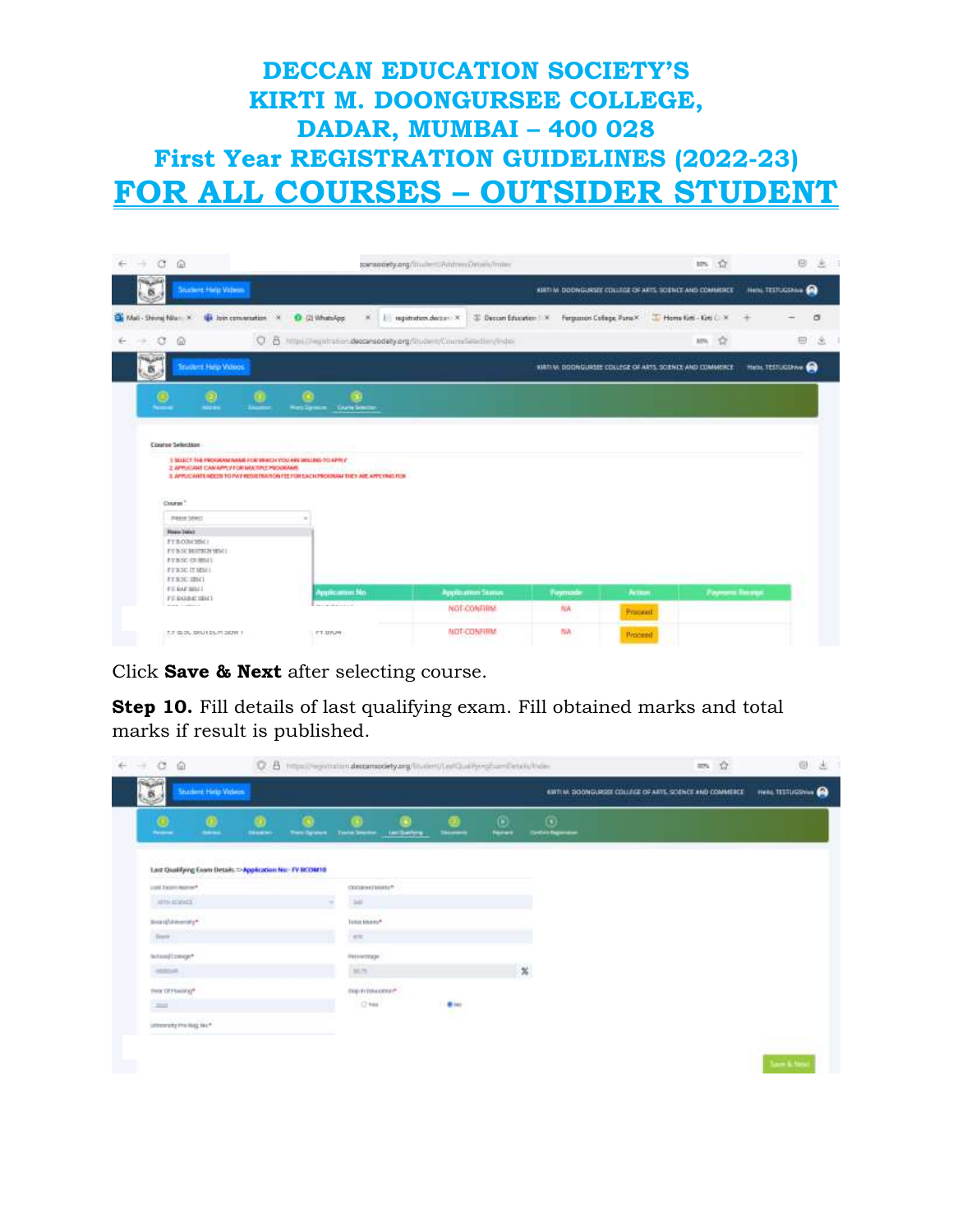# DECCAN EDUCATION SOCIETY'S
# KIRTI M. DOONGURSEE COLLEGE,
# DADAR, MUMBAI – 400 028
## First Year REGISTRATION GUIDELINES (2022-23)
## FOR ALL COURSES – OUTSIDER STUDENT

Click **Save & Next** after selecting course.

**Step 10.** Fill details of last qualifying exam. Fill obtained marks and total marks if result is published.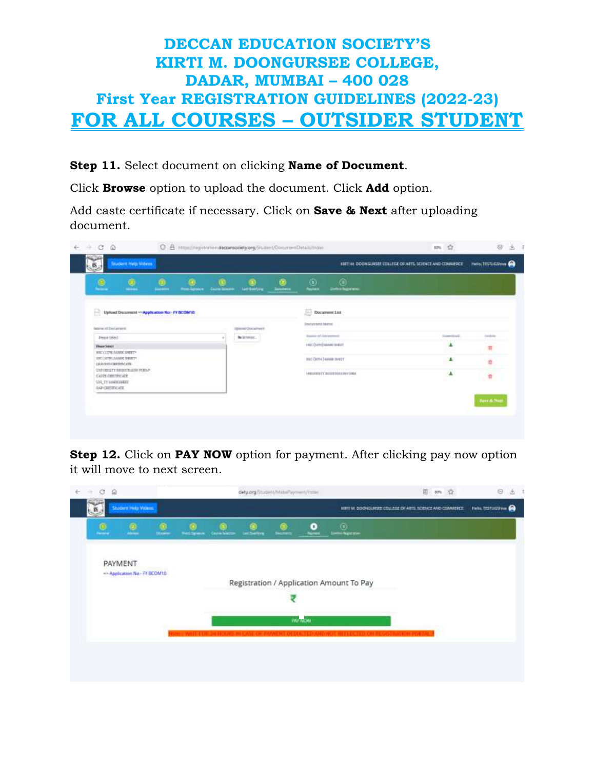# DECCAN EDUCATION SOCIETY'S
# KIRTI M. DOONGURSEE COLLEGE,
# DADAR, MUMBAI – 400 028
## First Year REGISTRATION GUIDELINES (2022-23)
## FOR ALL COURSES – OUTSIDER STUDENT

**Step 11.** Select document on clicking **Name of Document**.

Click **Browse** option to upload the document. Click **Add** option.

Add caste certificate if necessary. Click on **Save & Next** after uploading document.

**Step 12.** Click on **PAY NOW** option for payment. After clicking pay now option it will move to next screen.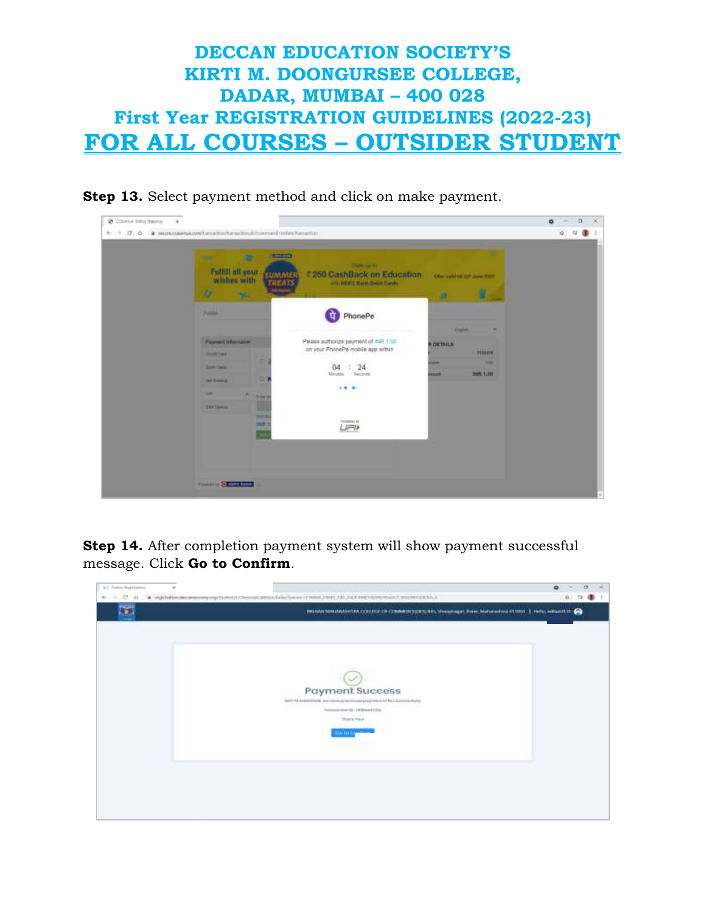# DECCAN EDUCATION SOCIETY'S
# KIRTI M. DOONGURSEE COLLEGE,
# DADAR, MUMBAI – 400 028
## First Year REGISTRATION GUIDELINES (2022-23)
## FOR ALL COURSES – OUTSIDER STUDENT

**Step 13.** Select payment method and click on make payment.

**Step 14.** After completion payment system will show payment successful message. Click **Go to Confirm**.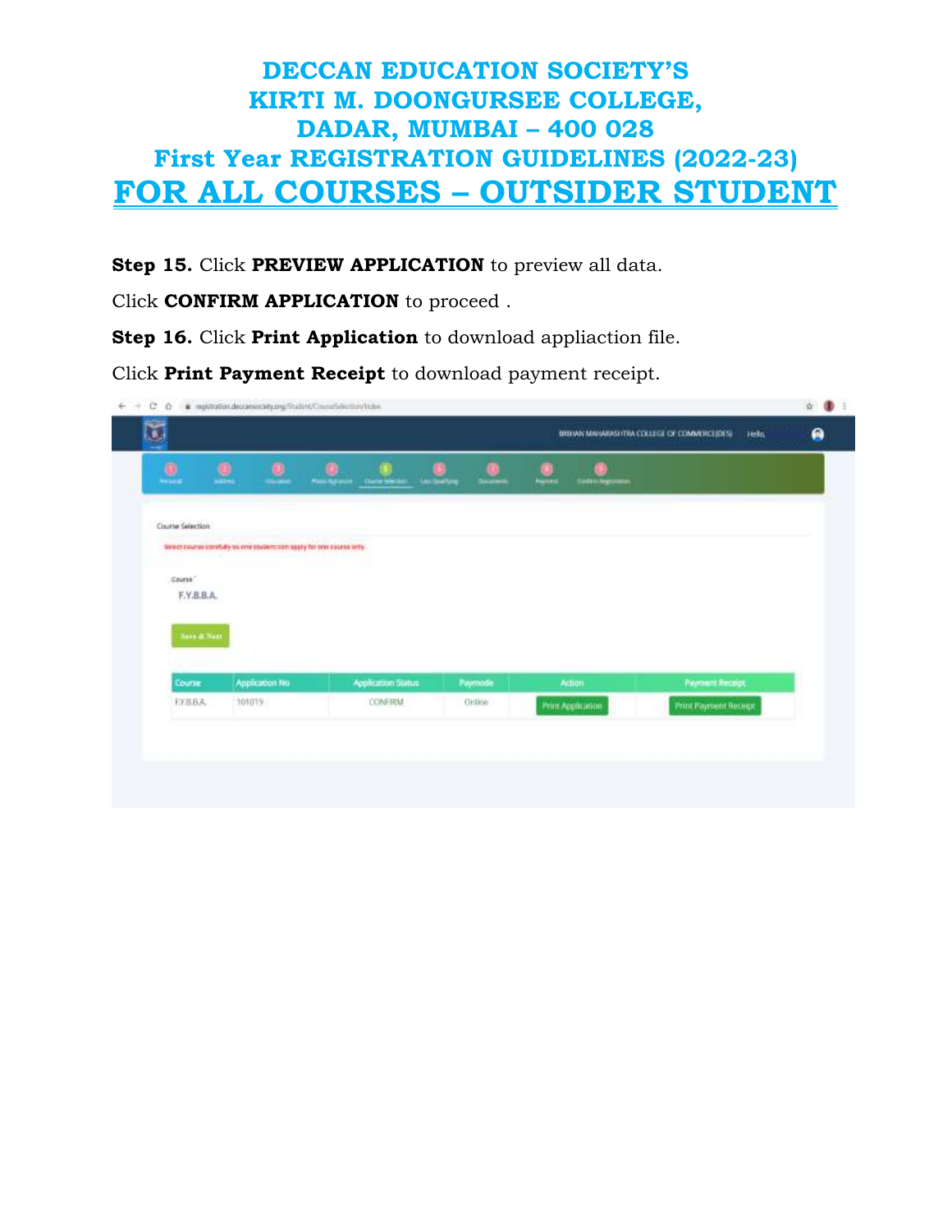# DECCAN EDUCATION SOCIETY'S KIRTI M. DOONGURSEE COLLEGE, DADAR, MUMBAI – 400 028

## First Year REGISTRATION GUIDELINES (2022-23)

## FOR ALL COURSES – OUTSIDER STUDENT

**Step 15.** Click **PREVIEW APPLICATION** to preview all data.

Click **CONFIRM APPLICATION** to proceed .

**Step 16.** Click **Print Application** to download appliaction file.

Click **Print Payment Receipt** to download payment receipt.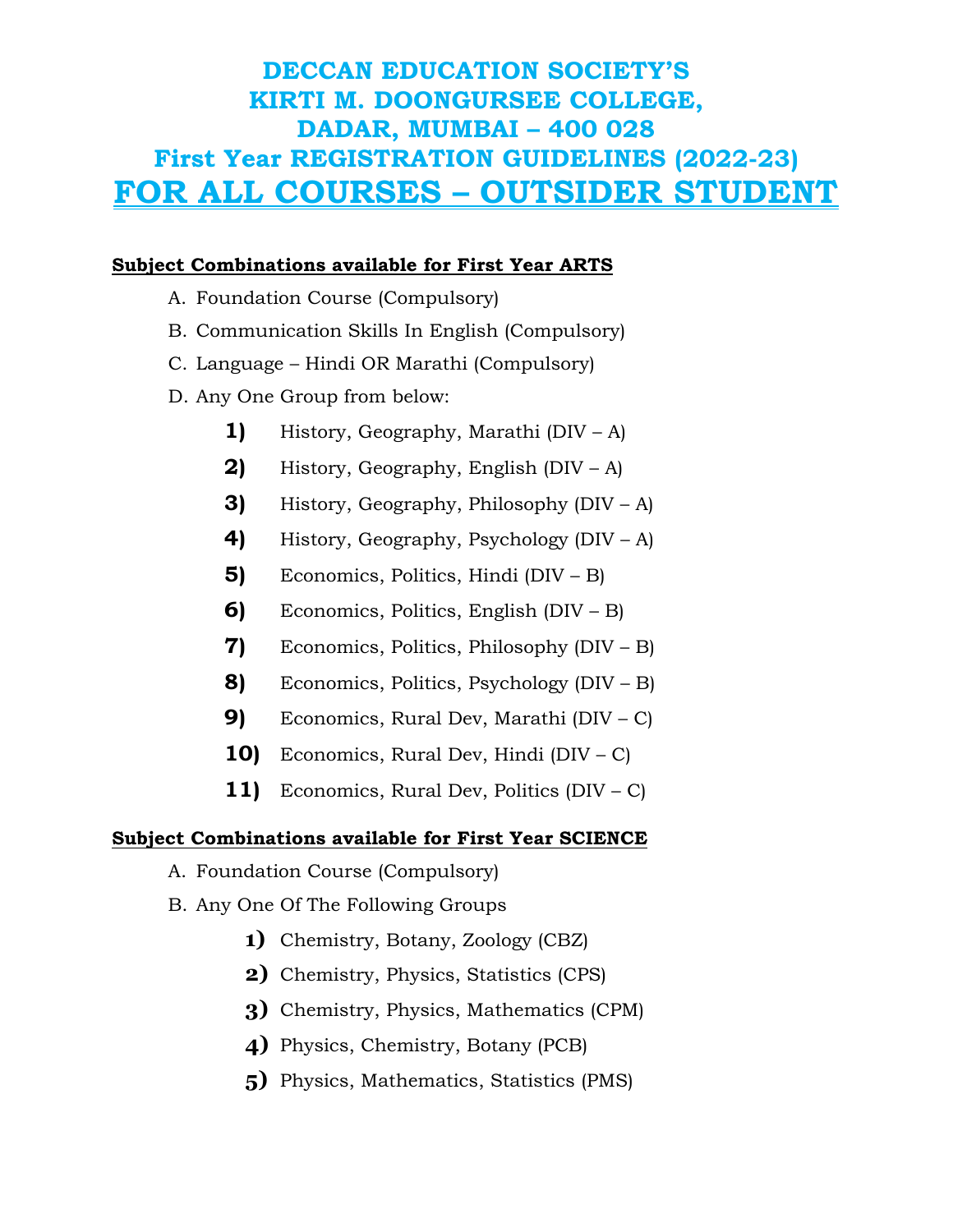# DECCAN EDUCATION SOCIETY'S
# KIRTI M. DOONGURSEE COLLEGE,
# DADAR, MUMBAI – 400 028
## First Year REGISTRATION GUIDELINES (2022-23)
# FOR ALL COURSES – OUTSIDER STUDENT

**Subject Combinations available for First Year ARTS**

A. Foundation Course (Compulsory)
B. Communication Skills In English (Compulsory)
C. Language – Hindi OR Marathi (Compulsory)
D. Any One Group from below:

1) History, Geography, Marathi (DIV – A)
2) History, Geography, English (DIV – A)
3) History, Geography, Philosophy (DIV – A)
4) History, Geography, Psychology (DIV – A)
5) Economics, Politics, Hindi (DIV – B)
6) Economics, Politics, English (DIV – B)
7) Economics, Politics, Philosophy (DIV – B)
8) Economics, Politics, Psychology (DIV – B)
9) Economics, Rural Dev, Marathi (DIV – C)
10) Economics, Rural Dev, Hindi (DIV – C)
11) Economics, Rural Dev, Politics (DIV – C)

**Subject Combinations available for First Year SCIENCE**

A. Foundation Course (Compulsory)
B. Any One Of The Following Groups

1) Chemistry, Botany, Zoology (CBZ)
2) Chemistry, Physics, Statistics (CPS)
3) Chemistry, Physics, Mathematics (CPM)
4) Physics, Chemistry, Botany (PCB)
5) Physics, Mathematics, Statistics (PMS)